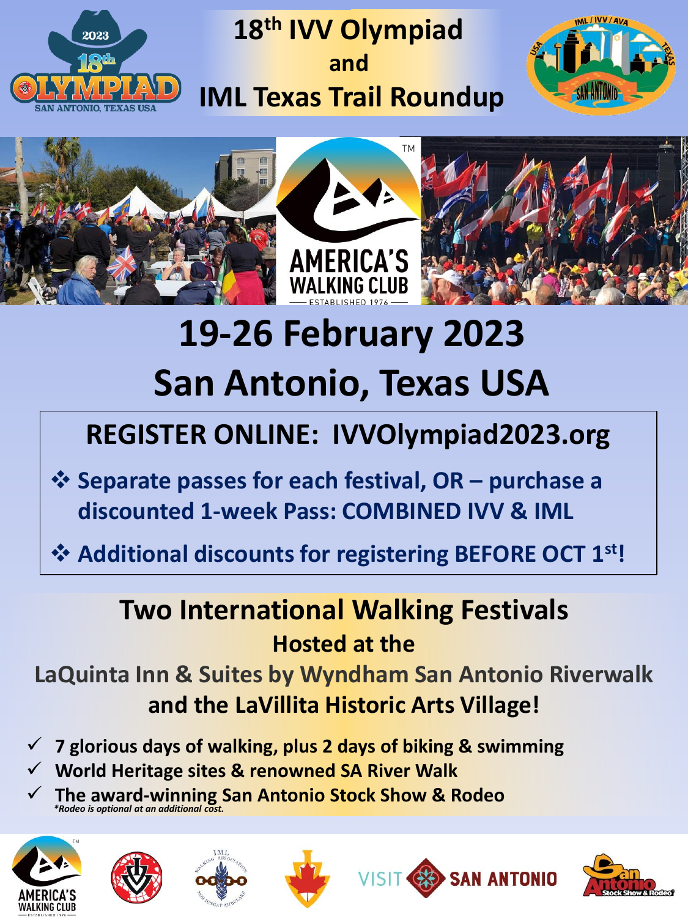# 18th IVV Olympiad and IML Texas Trail Roundup

## 19-26 February 2023

## San Antonio, Texas USA

**REGISTER ONLINE: IVVOlympiad2023.org**

- **Separate passes for each festival, OR – purchase a discounted 1-week Pass: COMBINED IVV & IML**
- **Additional discounts for registering BEFORE OCT 1st!**

## Two International Walking Festivals

**Hosted at the**

**LaQuinta Inn & Suites by Wyndham San Antonio Riverwalk and the LaVillita Historic Arts Village!**

- ✓ **7 glorious days of walking, plus 2 days of biking & swimming**
- ✓ **World Heritage sites & renowned SA River Walk**
- ✓ **The award-winning San Antonio Stock Show & Rodeo**

***Rodeo is optional at an additional cost.***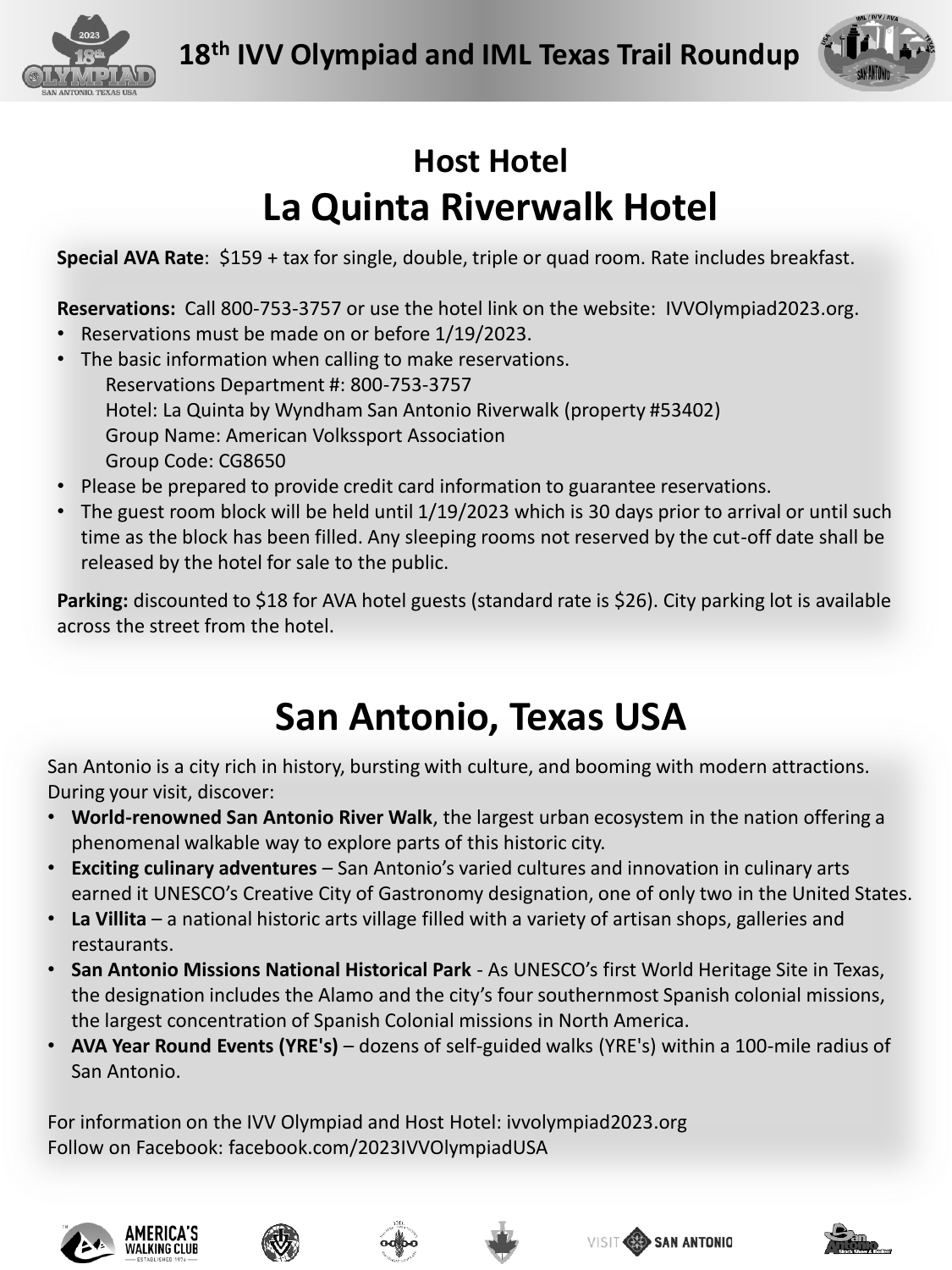# 18th IVV Olympiad and IML Texas Trail Roundup

## Host Hotel

# La Quinta Riverwalk Hotel

**Special AVA Rate**: $159 + tax for single, double, triple or quad room. Rate includes breakfast.

**Reservations:** Call 800-753-3757 or use the hotel link on the website: IVVOlympiad2023.org.

- Reservations must be made on or before 1/19/2023.
- The basic information when calling to make reservations.
  - Reservations Department #: 800-753-3757
  - Hotel: La Quinta by Wyndham San Antonio Riverwalk (property #53402)
  - Group Name: American Volkssport Association
  - Group Code: CG8650
- Please be prepared to provide credit card information to guarantee reservations.
- The guest room block will be held until 1/19/2023 which is 30 days prior to arrival or until such time as the block has been filled. Any sleeping rooms not reserved by the cut-off date shall be released by the hotel for sale to the public.

**Parking:** discounted to $18 for AVA hotel guests (standard rate is $26). City parking lot is available across the street from the hotel.

# San Antonio, Texas USA

San Antonio is a city rich in history, bursting with culture, and booming with modern attractions. During your visit, discover:

- **World-renowned San Antonio River Walk**, the largest urban ecosystem in the nation offering a phenomenal walkable way to explore parts of this historic city.
- **Exciting culinary adventures** – San Antonio's varied cultures and innovation in culinary arts earned it UNESCO's Creative City of Gastronomy designation, one of only two in the United States.
- **La Villita** – a national historic arts village filled with a variety of artisan shops, galleries and restaurants.
- **San Antonio Missions National Historical Park** - As UNESCO's first World Heritage Site in Texas, the designation includes the Alamo and the city's four southernmost Spanish colonial missions, the largest concentration of Spanish Colonial missions in North America.
- **AVA Year Round Events (YRE's)** – dozens of self-guided walks (YRE's) within a 100-mile radius of San Antonio.

For information on the IVV Olympiad and Host Hotel: ivvolympiad2023.org
Follow on Facebook: facebook.com/2023IVVOlympiadUSA